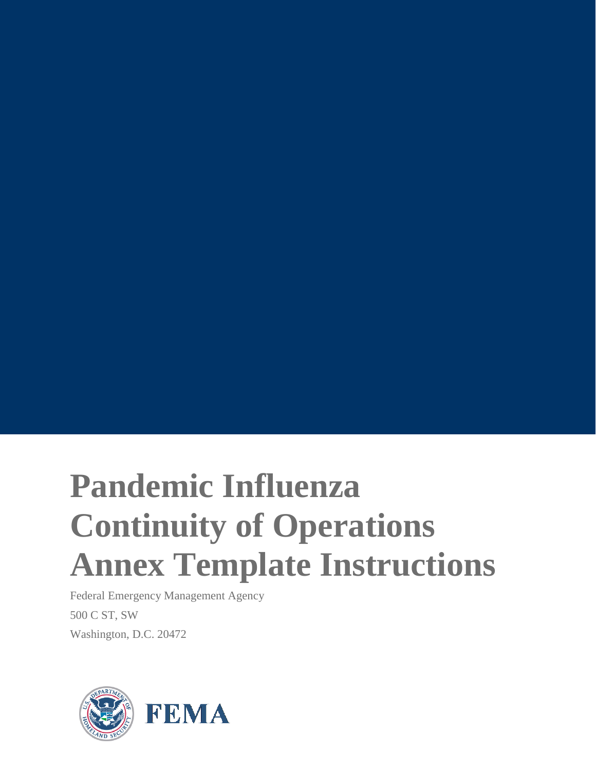# Pandemic Influenza Continuity of Operations Annex Template Instructions

Federal Emergency Management Agency

500 C ST, SW

Washington, D.C. 20472

FEMA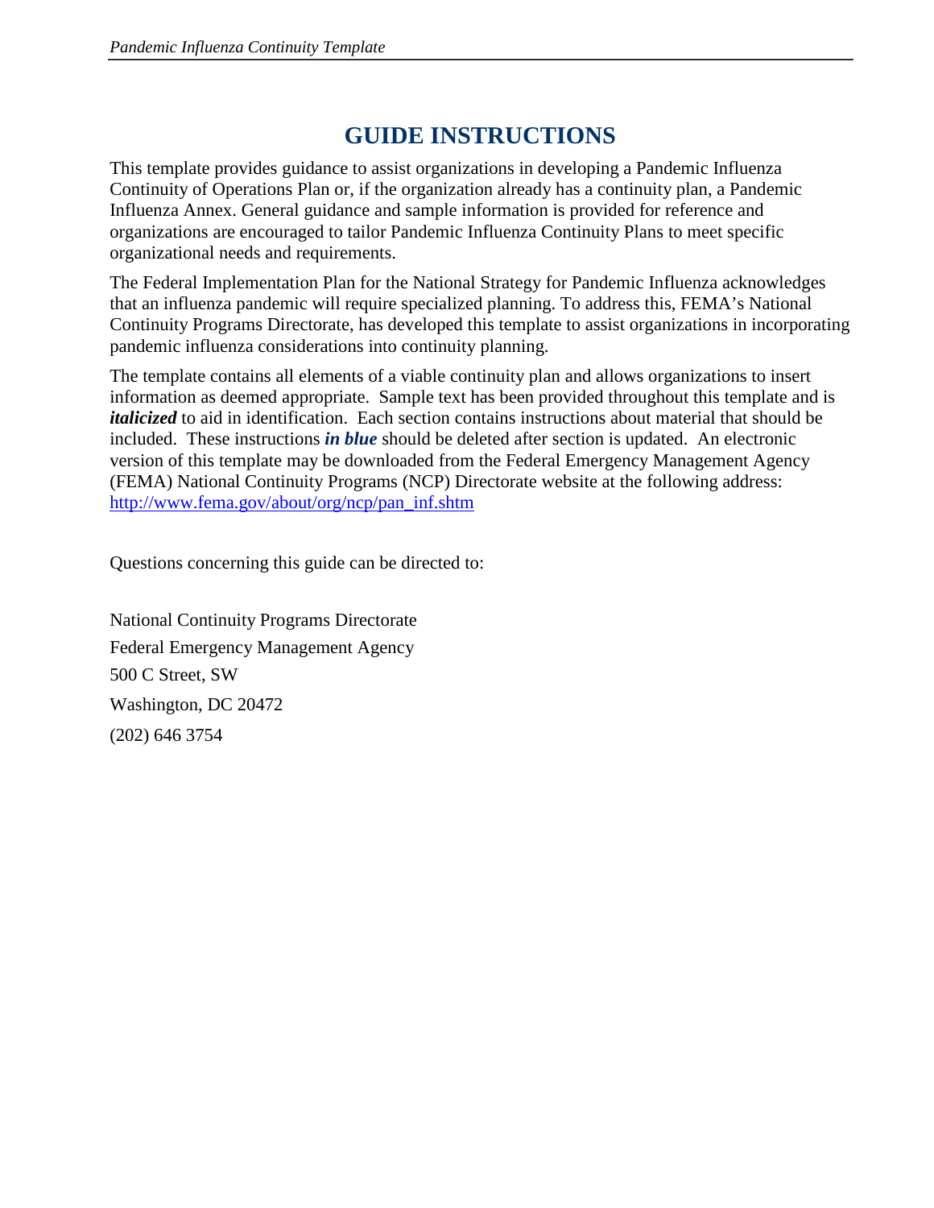# GUIDE INSTRUCTIONS

This template provides guidance to assist organizations in developing a Pandemic Influenza Continuity of Operations Plan or, if the organization already has a continuity plan, a Pandemic Influenza Annex. General guidance and sample information is provided for reference and organizations are encouraged to tailor Pandemic Influenza Continuity Plans to meet specific organizational needs and requirements.

The Federal Implementation Plan for the National Strategy for Pandemic Influenza acknowledges that an influenza pandemic will require specialized planning. To address this, FEMA's National Continuity Programs Directorate, has developed this template to assist organizations in incorporating pandemic influenza considerations into continuity planning.

The template contains all elements of a viable continuity plan and allows organizations to insert information as deemed appropriate. Sample text has been provided throughout this template and is ***italicized*** to aid in identification. Each section contains instructions about material that should be included. These instructions ***in blue*** should be deleted after section is updated. An electronic version of this template may be downloaded from the Federal Emergency Management Agency (FEMA) National Continuity Programs (NCP) Directorate website at the following address: [http://www.fema.gov/about/org/ncp/pan_inf.shtm](http://www.fema.gov/about/org/ncp/pan_inf.shtm)

Questions concerning this guide can be directed to:

National Continuity Programs Directorate  
Federal Emergency Management Agency  
500 C Street, SW  
Washington, DC 20472  
(202) 646 3754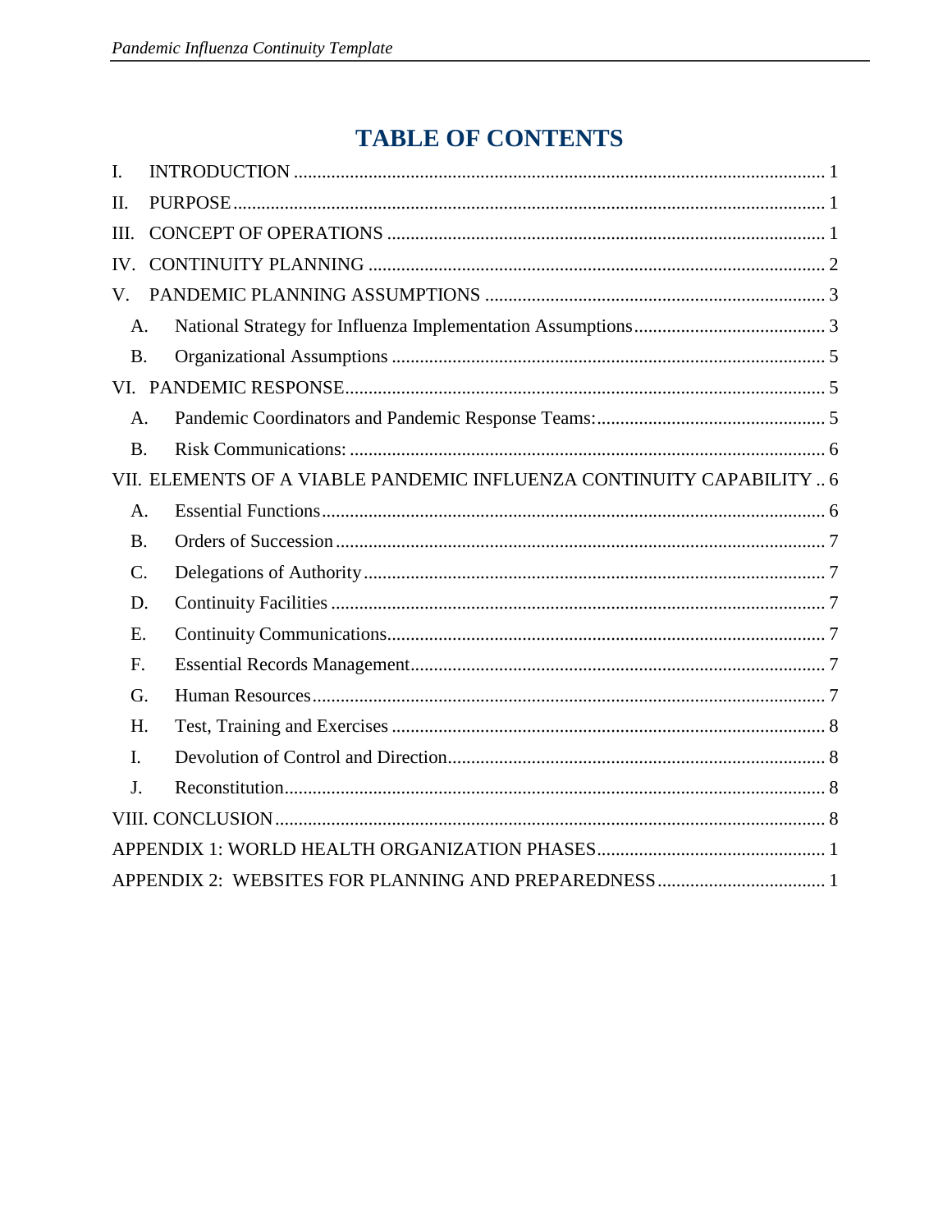# TABLE OF CONTENTS

I. INTRODUCTION ..... 1

II. PURPOSE ..... 1

III. CONCEPT OF OPERATIONS ..... 1

IV. CONTINUITY PLANNING ..... 2

V. PANDEMIC PLANNING ASSUMPTIONS ..... 3

- A. National Strategy for Influenza Implementation Assumptions ..... 3
- B. Organizational Assumptions ..... 5

VI. PANDEMIC RESPONSE ..... 5

- A. Pandemic Coordinators and Pandemic Response Teams: ..... 5
- B. Risk Communications: ..... 6

VII. ELEMENTS OF A VIABLE PANDEMIC INFLUENZA CONTINUITY CAPABILITY ..... 6

- A. Essential Functions ..... 6
- B. Orders of Succession ..... 7
- C. Delegations of Authority ..... 7
- D. Continuity Facilities ..... 7
- E. Continuity Communications ..... 7
- F. Essential Records Management ..... 7
- G. Human Resources ..... 7
- H. Test, Training and Exercises ..... 8
- I. Devolution of Control and Direction ..... 8
- J. Reconstitution ..... 8

VIII. CONCLUSION ..... 8

APPENDIX 1: WORLD HEALTH ORGANIZATION PHASES ..... 1

APPENDIX 2: WEBSITES FOR PLANNING AND PREPAREDNESS ..... 1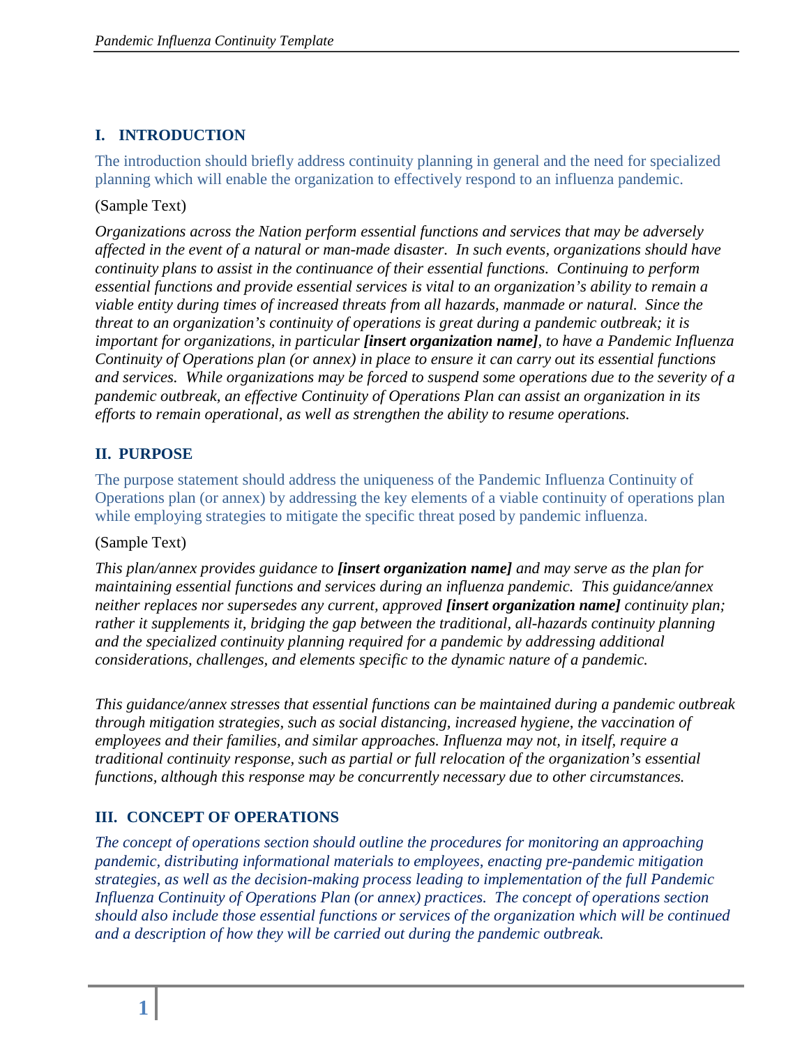## I. INTRODUCTION

The introduction should briefly address continuity planning in general and the need for specialized planning which will enable the organization to effectively respond to an influenza pandemic.

(Sample Text)

*Organizations across the Nation perform essential functions and services that may be adversely affected in the event of a natural or man-made disaster. In such events, organizations should have continuity plans to assist in the continuance of their essential functions. Continuing to perform essential functions and provide essential services is vital to an organization's ability to remain a viable entity during times of increased threats from all hazards, manmade or natural. Since the threat to an organization's continuity of operations is great during a pandemic outbreak; it is important for organizations, in particular **[insert organization name]**, to have a Pandemic Influenza Continuity of Operations plan (or annex) in place to ensure it can carry out its essential functions and services. While organizations may be forced to suspend some operations due to the severity of a pandemic outbreak, an effective Continuity of Operations Plan can assist an organization in its efforts to remain operational, as well as strengthen the ability to resume operations.*

## II. PURPOSE

The purpose statement should address the uniqueness of the Pandemic Influenza Continuity of Operations plan (or annex) by addressing the key elements of a viable continuity of operations plan while employing strategies to mitigate the specific threat posed by pandemic influenza.

(Sample Text)

*This plan/annex provides guidance to **[insert organization name]** and may serve as the plan for maintaining essential functions and services during an influenza pandemic. This guidance/annex neither replaces nor supersedes any current, approved **[insert organization name]** continuity plan; rather it supplements it, bridging the gap between the traditional, all-hazards continuity planning and the specialized continuity planning required for a pandemic by addressing additional considerations, challenges, and elements specific to the dynamic nature of a pandemic.*

*This guidance/annex stresses that essential functions can be maintained during a pandemic outbreak through mitigation strategies, such as social distancing, increased hygiene, the vaccination of employees and their families, and similar approaches. Influenza may not, in itself, require a traditional continuity response, such as partial or full relocation of the organization's essential functions, although this response may be concurrently necessary due to other circumstances.*

## III. CONCEPT OF OPERATIONS

*The concept of operations section should outline the procedures for monitoring an approaching pandemic, distributing informational materials to employees, enacting pre-pandemic mitigation strategies, as well as the decision-making process leading to implementation of the full Pandemic Influenza Continuity of Operations Plan (or annex) practices. The concept of operations section should also include those essential functions or services of the organization which will be continued and a description of how they will be carried out during the pandemic outbreak.*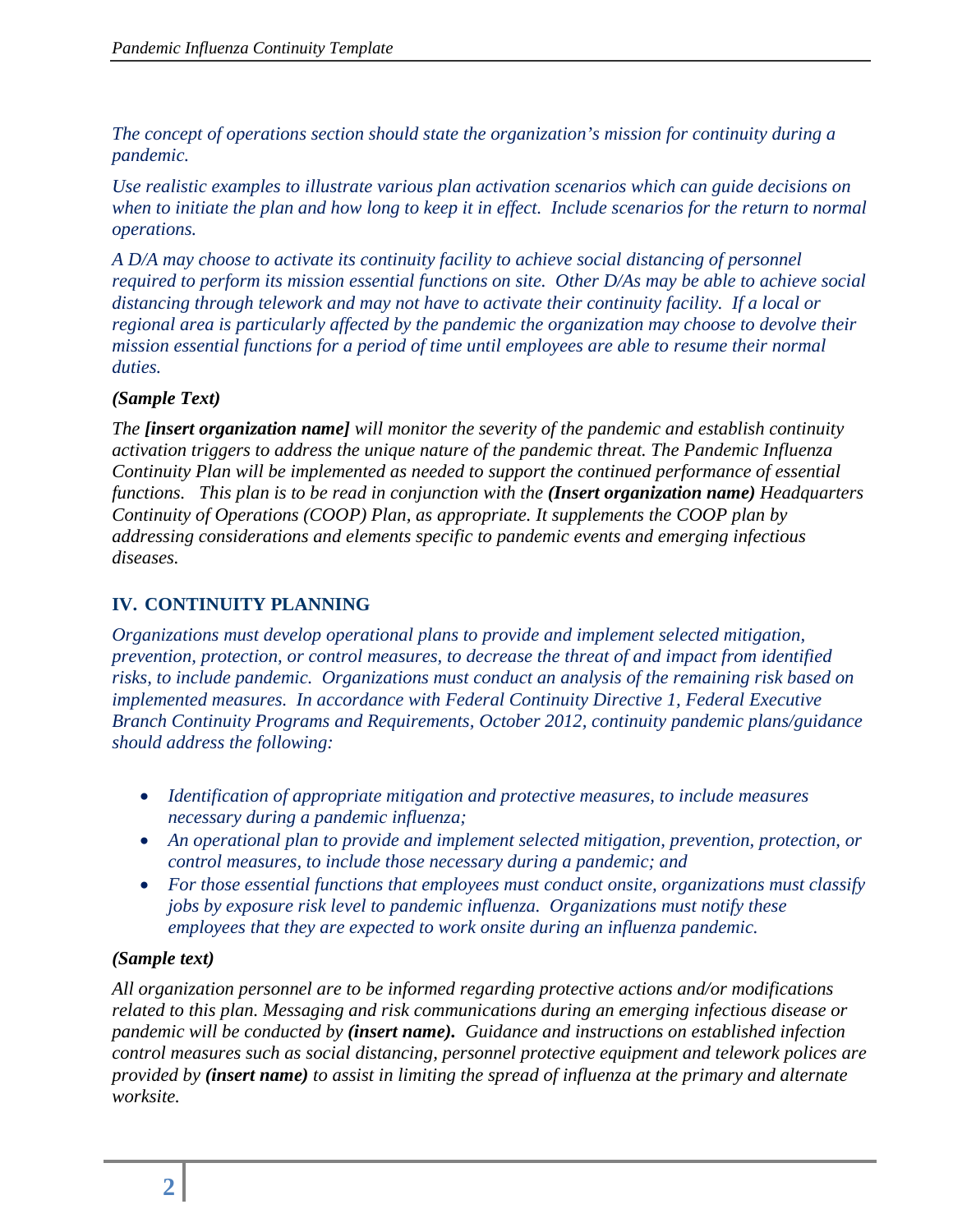*The concept of operations section should state the organization's mission for continuity during a pandemic.*

*Use realistic examples to illustrate various plan activation scenarios which can guide decisions on when to initiate the plan and how long to keep it in effect. Include scenarios for the return to normal operations.*

*A D/A may choose to activate its continuity facility to achieve social distancing of personnel required to perform its mission essential functions on site. Other D/As may be able to achieve social distancing through telework and may not have to activate their continuity facility. If a local or regional area is particularly affected by the pandemic the organization may choose to devolve their mission essential functions for a period of time until employees are able to resume their normal duties.*

***(Sample Text)***

*The **[insert organization name]** will monitor the severity of the pandemic and establish continuity activation triggers to address the unique nature of the pandemic threat. The Pandemic Influenza Continuity Plan will be implemented as needed to support the continued performance of essential functions. This plan is to be read in conjunction with the **(Insert organization name)** Headquarters Continuity of Operations (COOP) Plan, as appropriate. It supplements the COOP plan by addressing considerations and elements specific to pandemic events and emerging infectious diseases.*

## IV. CONTINUITY PLANNING

*Organizations must develop operational plans to provide and implement selected mitigation, prevention, protection, or control measures, to decrease the threat of and impact from identified risks, to include pandemic. Organizations must conduct an analysis of the remaining risk based on implemented measures. In accordance with Federal Continuity Directive 1, Federal Executive Branch Continuity Programs and Requirements, October 2012, continuity pandemic plans/guidance should address the following:*

- *Identification of appropriate mitigation and protective measures, to include measures necessary during a pandemic influenza;*
- *An operational plan to provide and implement selected mitigation, prevention, protection, or control measures, to include those necessary during a pandemic; and*
- *For those essential functions that employees must conduct onsite, organizations must classify jobs by exposure risk level to pandemic influenza. Organizations must notify these employees that they are expected to work onsite during an influenza pandemic.*

***(Sample text)***

*All organization personnel are to be informed regarding protective actions and/or modifications related to this plan. Messaging and risk communications during an emerging infectious disease or pandemic will be conducted by **(insert name).** Guidance and instructions on established infection control measures such as social distancing, personnel protective equipment and telework polices are provided by **(insert name)** to assist in limiting the spread of influenza at the primary and alternate worksite.*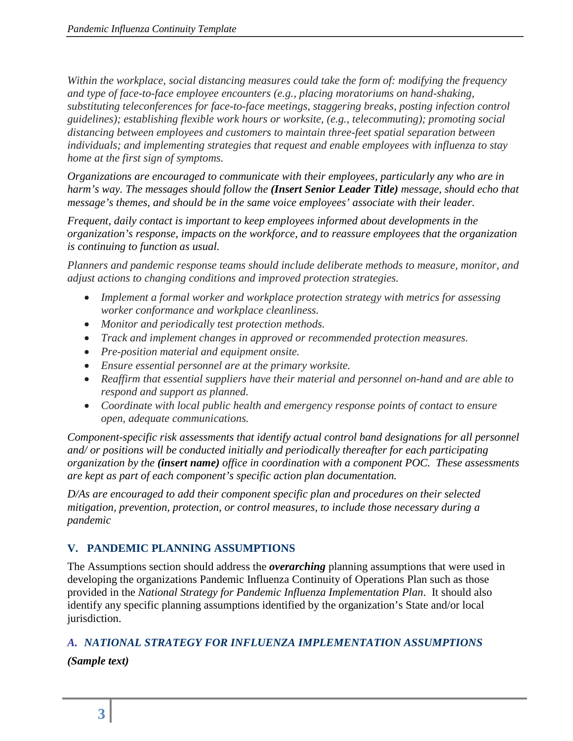*Within the workplace, social distancing measures could take the form of: modifying the frequency and type of face-to-face employee encounters (e.g., placing moratoriums on hand-shaking, substituting teleconferences for face-to-face meetings, staggering breaks, posting infection control guidelines); establishing flexible work hours or worksite, (e.g., telecommuting); promoting social distancing between employees and customers to maintain three-feet spatial separation between individuals; and implementing strategies that request and enable employees with influenza to stay home at the first sign of symptoms.*

*Organizations are encouraged to communicate with their employees, particularly any who are in harm's way. The messages should follow the* ***(Insert Senior Leader Title)*** *message, should echo that message's themes, and should be in the same voice employees' associate with their leader.*

*Frequent, daily contact is important to keep employees informed about developments in the organization's response, impacts on the workforce, and to reassure employees that the organization is continuing to function as usual.*

*Planners and pandemic response teams should include deliberate methods to measure, monitor, and adjust actions to changing conditions and improved protection strategies.*

- *Implement a formal worker and workplace protection strategy with metrics for assessing worker conformance and workplace cleanliness.*
- *Monitor and periodically test protection methods.*
- *Track and implement changes in approved or recommended protection measures.*
- *Pre-position material and equipment onsite.*
- *Ensure essential personnel are at the primary worksite.*
- *Reaffirm that essential suppliers have their material and personnel on-hand and are able to respond and support as planned.*
- *Coordinate with local public health and emergency response points of contact to ensure open, adequate communications.*

*Component-specific risk assessments that identify actual control band designations for all personnel and/ or positions will be conducted initially and periodically thereafter for each participating organization by the* ***(insert name)*** *office in coordination with a component POC. These assessments are kept as part of each component's specific action plan documentation.*

*D/As are encouraged to add their component specific plan and procedures on their selected mitigation, prevention, protection, or control measures, to include those necessary during a pandemic*

## V. PANDEMIC PLANNING ASSUMPTIONS

The Assumptions section should address the ***overarching*** planning assumptions that were used in developing the organizations Pandemic Influenza Continuity of Operations Plan such as those provided in the *National Strategy for Pandemic Influenza Implementation Plan*. It should also identify any specific planning assumptions identified by the organization's State and/or local jurisdiction.

### *A. NATIONAL STRATEGY FOR INFLUENZA IMPLEMENTATION ASSUMPTIONS*

***(Sample text)***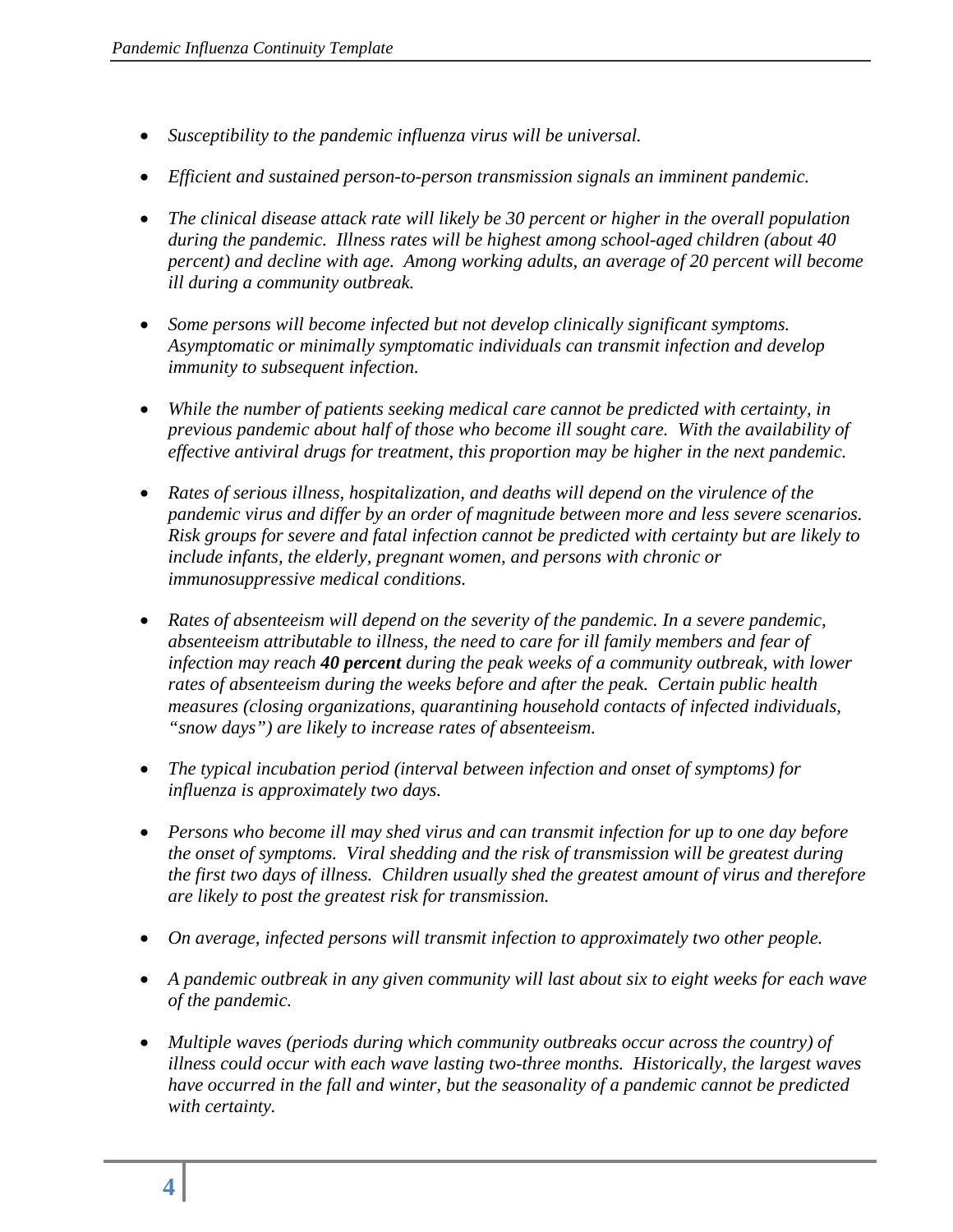- *Susceptibility to the pandemic influenza virus will be universal.*

- *Efficient and sustained person-to-person transmission signals an imminent pandemic.*

- *The clinical disease attack rate will likely be 30 percent or higher in the overall population during the pandemic. Illness rates will be highest among school-aged children (about 40 percent) and decline with age. Among working adults, an average of 20 percent will become ill during a community outbreak.*

- *Some persons will become infected but not develop clinically significant symptoms. Asymptomatic or minimally symptomatic individuals can transmit infection and develop immunity to subsequent infection.*

- *While the number of patients seeking medical care cannot be predicted with certainty, in previous pandemic about half of those who become ill sought care. With the availability of effective antiviral drugs for treatment, this proportion may be higher in the next pandemic.*

- *Rates of serious illness, hospitalization, and deaths will depend on the virulence of the pandemic virus and differ by an order of magnitude between more and less severe scenarios. Risk groups for severe and fatal infection cannot be predicted with certainty but are likely to include infants, the elderly, pregnant women, and persons with chronic or immunosuppressive medical conditions.*

- *Rates of absenteeism will depend on the severity of the pandemic. In a severe pandemic, absenteeism attributable to illness, the need to care for ill family members and fear of infection may reach **40 percent** during the peak weeks of a community outbreak, with lower rates of absenteeism during the weeks before and after the peak. Certain public health measures (closing organizations, quarantining household contacts of infected individuals, "snow days") are likely to increase rates of absenteeism.*

- *The typical incubation period (interval between infection and onset of symptoms) for influenza is approximately two days.*

- *Persons who become ill may shed virus and can transmit infection for up to one day before the onset of symptoms. Viral shedding and the risk of transmission will be greatest during the first two days of illness. Children usually shed the greatest amount of virus and therefore are likely to post the greatest risk for transmission.*

- *On average, infected persons will transmit infection to approximately two other people.*

- *A pandemic outbreak in any given community will last about six to eight weeks for each wave of the pandemic.*

- *Multiple waves (periods during which community outbreaks occur across the country) of illness could occur with each wave lasting two-three months. Historically, the largest waves have occurred in the fall and winter, but the seasonality of a pandemic cannot be predicted with certainty.*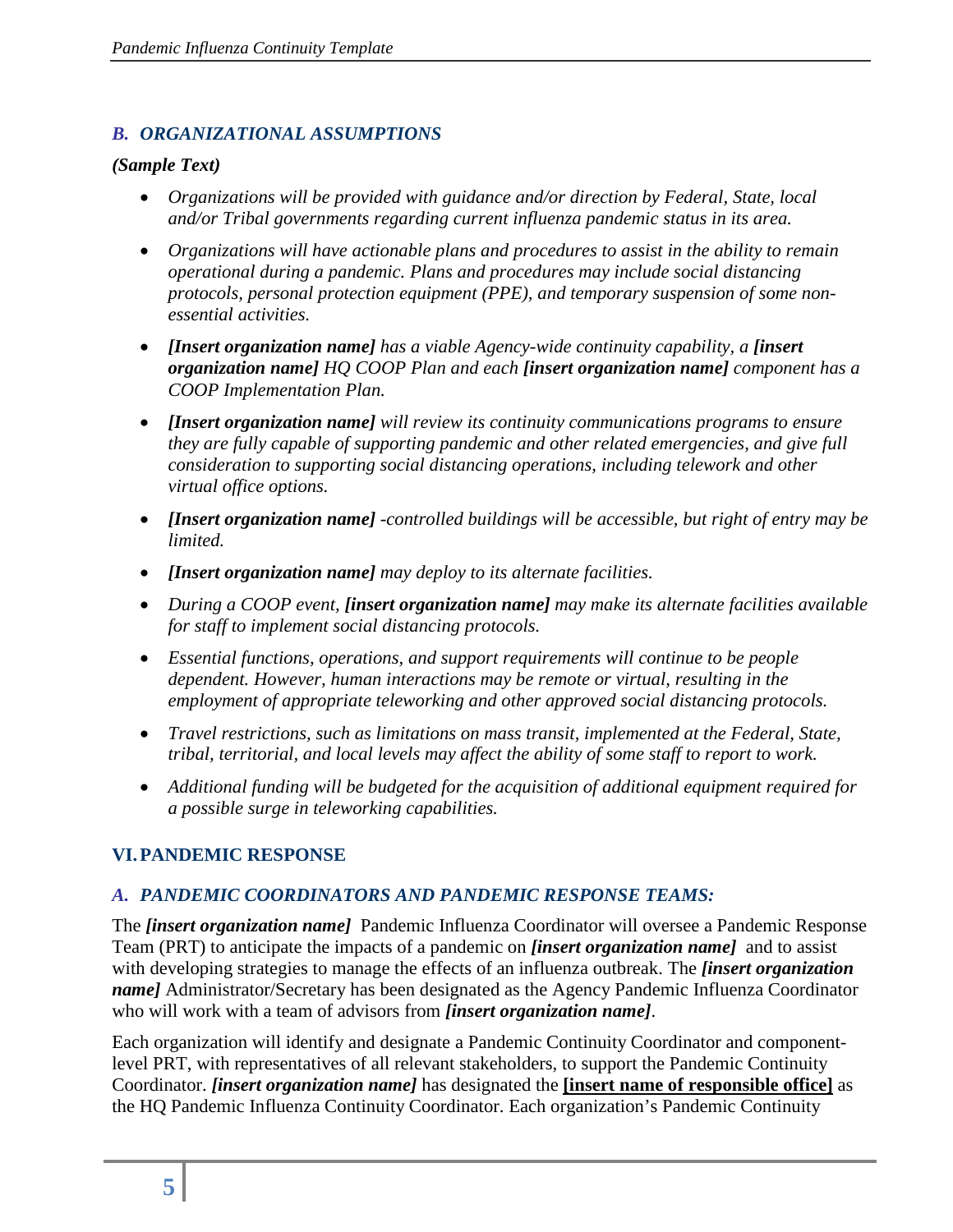### *B. ORGANIZATIONAL ASSUMPTIONS*

***(Sample Text)***

- *Organizations will be provided with guidance and/or direction by Federal, State, local and/or Tribal governments regarding current influenza pandemic status in its area.*
- *Organizations will have actionable plans and procedures to assist in the ability to remain operational during a pandemic. Plans and procedures may include social distancing protocols, personal protection equipment (PPE), and temporary suspension of some non-essential activities.*
- ***[Insert organization name]*** *has a viable Agency-wide continuity capability, a* ***[insert organization name]*** *HQ COOP Plan and each* ***[insert organization name]*** *component has a COOP Implementation Plan.*
- ***[Insert organization name]*** *will review its continuity communications programs to ensure they are fully capable of supporting pandemic and other related emergencies, and give full consideration to supporting social distancing operations, including telework and other virtual office options.*
- ***[Insert organization name]*** *-controlled buildings will be accessible, but right of entry may be limited.*
- ***[Insert organization name]*** *may deploy to its alternate facilities.*
- *During a COOP event,* ***[insert organization name]*** *may make its alternate facilities available for staff to implement social distancing protocols.*
- *Essential functions, operations, and support requirements will continue to be people dependent. However, human interactions may be remote or virtual, resulting in the employment of appropriate teleworking and other approved social distancing protocols.*
- *Travel restrictions, such as limitations on mass transit, implemented at the Federal, State, tribal, territorial, and local levels may affect the ability of some staff to report to work.*
- *Additional funding will be budgeted for the acquisition of additional equipment required for a possible surge in teleworking capabilities.*

## VI. PANDEMIC RESPONSE

### *A. PANDEMIC COORDINATORS AND PANDEMIC RESPONSE TEAMS:*

The ***[insert organization name]*** Pandemic Influenza Coordinator will oversee a Pandemic Response Team (PRT) to anticipate the impacts of a pandemic on ***[insert organization name]*** and to assist with developing strategies to manage the effects of an influenza outbreak. The ***[insert organization name]*** Administrator/Secretary has been designated as the Agency Pandemic Influenza Coordinator who will work with a team of advisors from ***[insert organization name]***.

Each organization will identify and designate a Pandemic Continuity Coordinator and component-level PRT, with representatives of all relevant stakeholders, to support the Pandemic Continuity Coordinator. ***[insert organization name]*** has designated the **[insert name of responsible office]** as the HQ Pandemic Influenza Continuity Coordinator. Each organization's Pandemic Continuity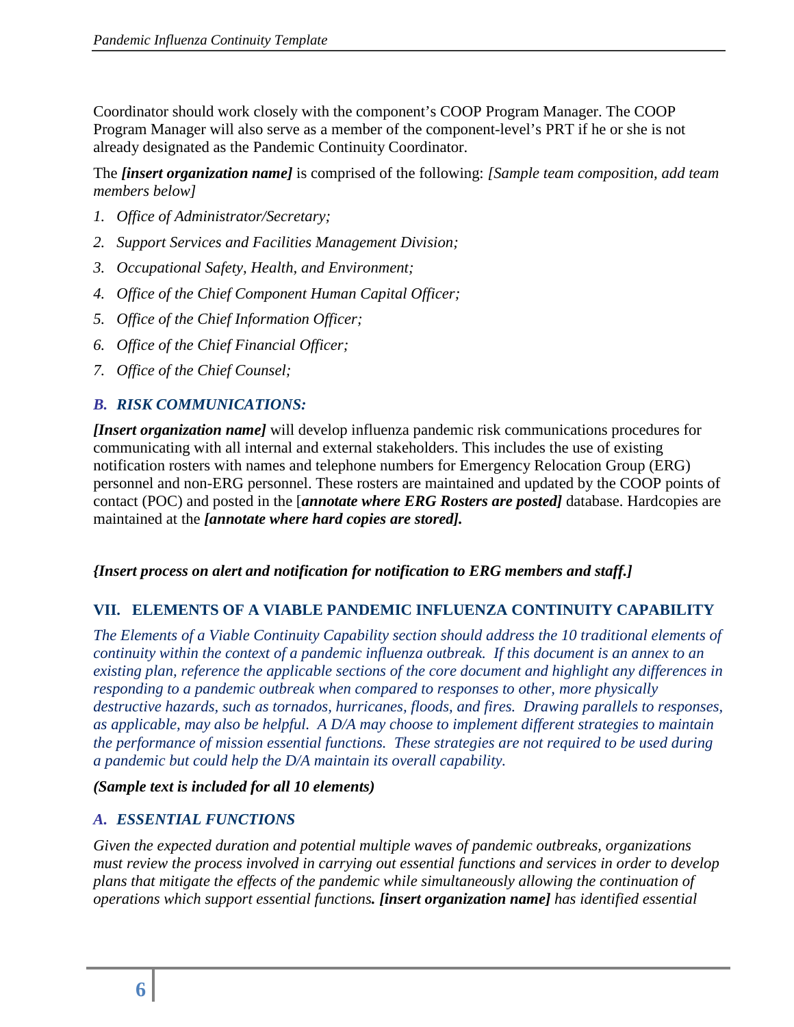Coordinator should work closely with the component's COOP Program Manager. The COOP Program Manager will also serve as a member of the component-level's PRT if he or she is not already designated as the Pandemic Continuity Coordinator.

The ***[insert organization name]*** is comprised of the following: *[Sample team composition, add team members below]*

1. *Office of Administrator/Secretary;*
2. *Support Services and Facilities Management Division;*
3. *Occupational Safety, Health, and Environment;*
4. *Office of the Chief Component Human Capital Officer;*
5. *Office of the Chief Information Officer;*
6. *Office of the Chief Financial Officer;*
7. *Office of the Chief Counsel;*

### *B. RISK COMMUNICATIONS:*

***[Insert organization name]*** will develop influenza pandemic risk communications procedures for communicating with all internal and external stakeholders. This includes the use of existing notification rosters with names and telephone numbers for Emergency Relocation Group (ERG) personnel and non-ERG personnel. These rosters are maintained and updated by the COOP points of contact (POC) and posted in the [***annotate where ERG Rosters are posted]*** database. Hardcopies are maintained at the ***[annotate where hard copies are stored].***

***{Insert process on alert and notification for notification to ERG members and staff.]***

## VII. ELEMENTS OF A VIABLE PANDEMIC INFLUENZA CONTINUITY CAPABILITY

*The Elements of a Viable Continuity Capability section should address the 10 traditional elements of continuity within the context of a pandemic influenza outbreak. If this document is an annex to an existing plan, reference the applicable sections of the core document and highlight any differences in responding to a pandemic outbreak when compared to responses to other, more physically destructive hazards, such as tornados, hurricanes, floods, and fires. Drawing parallels to responses, as applicable, may also be helpful. A D/A may choose to implement different strategies to maintain the performance of mission essential functions. These strategies are not required to be used during a pandemic but could help the D/A maintain its overall capability.*

***(Sample text is included for all 10 elements)***

### *A. ESSENTIAL FUNCTIONS*

*Given the expected duration and potential multiple waves of pandemic outbreaks, organizations must review the process involved in carrying out essential functions and services in order to develop plans that mitigate the effects of the pandemic while simultaneously allowing the continuation of operations which support essential functions**. [insert organization name]** has identified essential*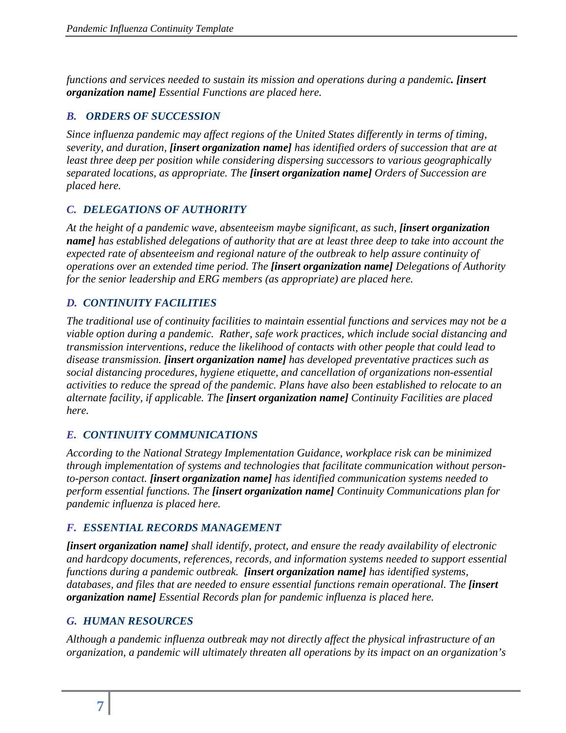*functions and services needed to sustain its mission and operations during a pandemic.* ***[insert organization name]*** *Essential Functions are placed here.*

### *B. ORDERS OF SUCCESSION*

*Since influenza pandemic may affect regions of the United States differently in terms of timing, severity, and duration,* ***[insert organization name]*** *has identified orders of succession that are at least three deep per position while considering dispersing successors to various geographically separated locations, as appropriate. The* ***[insert organization name]*** *Orders of Succession are placed here.*

### *C. DELEGATIONS OF AUTHORITY*

*At the height of a pandemic wave, absenteeism maybe significant, as such,* ***[insert organization name]*** *has established delegations of authority that are at least three deep to take into account the expected rate of absenteeism and regional nature of the outbreak to help assure continuity of operations over an extended time period. The* ***[insert organization name]*** *Delegations of Authority for the senior leadership and ERG members (as appropriate) are placed here.*

### *D. CONTINUITY FACILITIES*

*The traditional use of continuity facilities to maintain essential functions and services may not be a viable option during a pandemic. Rather, safe work practices, which include social distancing and transmission interventions, reduce the likelihood of contacts with other people that could lead to disease transmission.* ***[insert organization name]*** *has developed preventative practices such as social distancing procedures, hygiene etiquette, and cancellation of organizations non-essential activities to reduce the spread of the pandemic. Plans have also been established to relocate to an alternate facility, if applicable. The* ***[insert organization name]*** *Continuity Facilities are placed here.*

### *E. CONTINUITY COMMUNICATIONS*

*According to the National Strategy Implementation Guidance, workplace risk can be minimized through implementation of systems and technologies that facilitate communication without person-to-person contact.* ***[insert organization name]*** *has identified communication systems needed to perform essential functions. The* ***[insert organization name]*** *Continuity Communications plan for pandemic influenza is placed here.*

### *F. ESSENTIAL RECORDS MANAGEMENT*

***[insert organization name]*** *shall identify, protect, and ensure the ready availability of electronic and hardcopy documents, references, records, and information systems needed to support essential functions during a pandemic outbreak.* ***[insert organization name]*** *has identified systems, databases, and files that are needed to ensure essential functions remain operational. The* ***[insert organization name]*** *Essential Records plan for pandemic influenza is placed here.*

### *G. HUMAN RESOURCES*

*Although a pandemic influenza outbreak may not directly affect the physical infrastructure of an organization, a pandemic will ultimately threaten all operations by its impact on an organization's*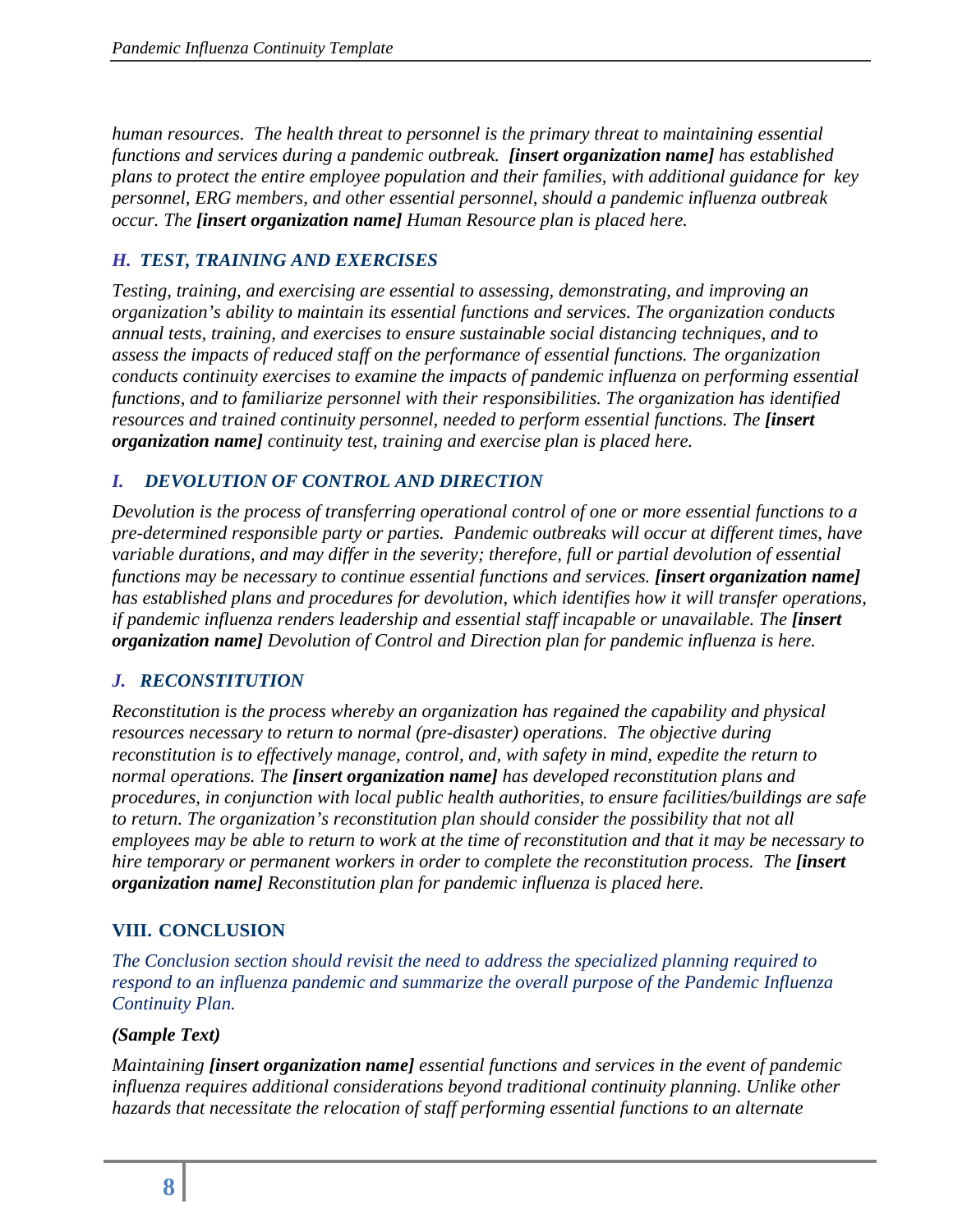*human resources. The health threat to personnel is the primary threat to maintaining essential functions and services during a pandemic outbreak. **[insert organization name]** has established plans to protect the entire employee population and their families, with additional guidance for key personnel, ERG members, and other essential personnel, should a pandemic influenza outbreak occur. The **[insert organization name]** Human Resource plan is placed here.*

### *H. TEST, TRAINING AND EXERCISES*

*Testing, training, and exercising are essential to assessing, demonstrating, and improving an organization's ability to maintain its essential functions and services. The organization conducts annual tests, training, and exercises to ensure sustainable social distancing techniques, and to assess the impacts of reduced staff on the performance of essential functions. The organization conducts continuity exercises to examine the impacts of pandemic influenza on performing essential functions, and to familiarize personnel with their responsibilities. The organization has identified resources and trained continuity personnel, needed to perform essential functions. The **[insert organization name]** continuity test, training and exercise plan is placed here.*

### *I. DEVOLUTION OF CONTROL AND DIRECTION*

*Devolution is the process of transferring operational control of one or more essential functions to a pre-determined responsible party or parties. Pandemic outbreaks will occur at different times, have variable durations, and may differ in the severity; therefore, full or partial devolution of essential functions may be necessary to continue essential functions and services. **[insert organization name]** has established plans and procedures for devolution, which identifies how it will transfer operations, if pandemic influenza renders leadership and essential staff incapable or unavailable. The **[insert organization name]** Devolution of Control and Direction plan for pandemic influenza is here.*

### *J. RECONSTITUTION*

*Reconstitution is the process whereby an organization has regained the capability and physical resources necessary to return to normal (pre-disaster) operations. The objective during reconstitution is to effectively manage, control, and, with safety in mind, expedite the return to normal operations. The **[insert organization name]** has developed reconstitution plans and procedures, in conjunction with local public health authorities, to ensure facilities/buildings are safe to return. The organization's reconstitution plan should consider the possibility that not all employees may be able to return to work at the time of reconstitution and that it may be necessary to hire temporary or permanent workers in order to complete the reconstitution process. The **[insert organization name]** Reconstitution plan for pandemic influenza is placed here.*

## VIII. CONCLUSION

*The Conclusion section should revisit the need to address the specialized planning required to respond to an influenza pandemic and summarize the overall purpose of the Pandemic Influenza Continuity Plan.*

***(Sample Text)***

*Maintaining **[insert organization name]** essential functions and services in the event of pandemic influenza requires additional considerations beyond traditional continuity planning. Unlike other hazards that necessitate the relocation of staff performing essential functions to an alternate*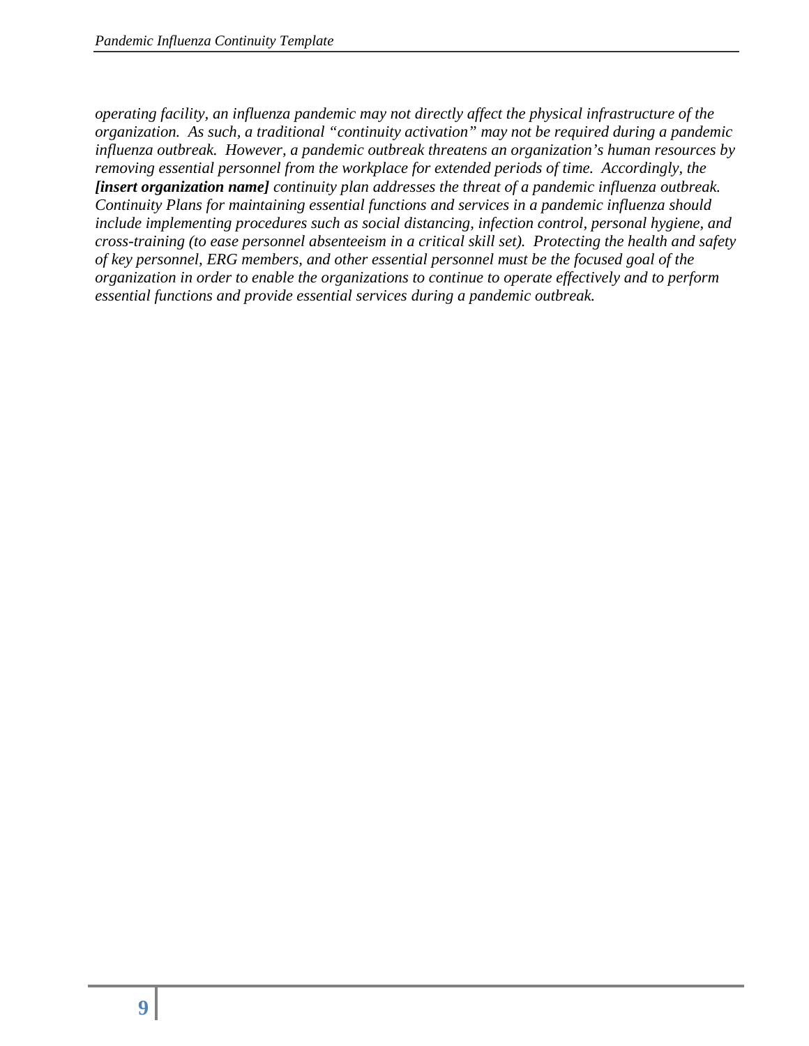*operating facility, an influenza pandemic may not directly affect the physical infrastructure of the organization. As such, a traditional "continuity activation" may not be required during a pandemic influenza outbreak. However, a pandemic outbreak threatens an organization's human resources by removing essential personnel from the workplace for extended periods of time. Accordingly, the* ***[insert organization name]*** *continuity plan addresses the threat of a pandemic influenza outbreak. Continuity Plans for maintaining essential functions and services in a pandemic influenza should include implementing procedures such as social distancing, infection control, personal hygiene, and cross-training (to ease personnel absenteeism in a critical skill set). Protecting the health and safety of key personnel, ERG members, and other essential personnel must be the focused goal of the organization in order to enable the organizations to continue to operate effectively and to perform essential functions and provide essential services during a pandemic outbreak.*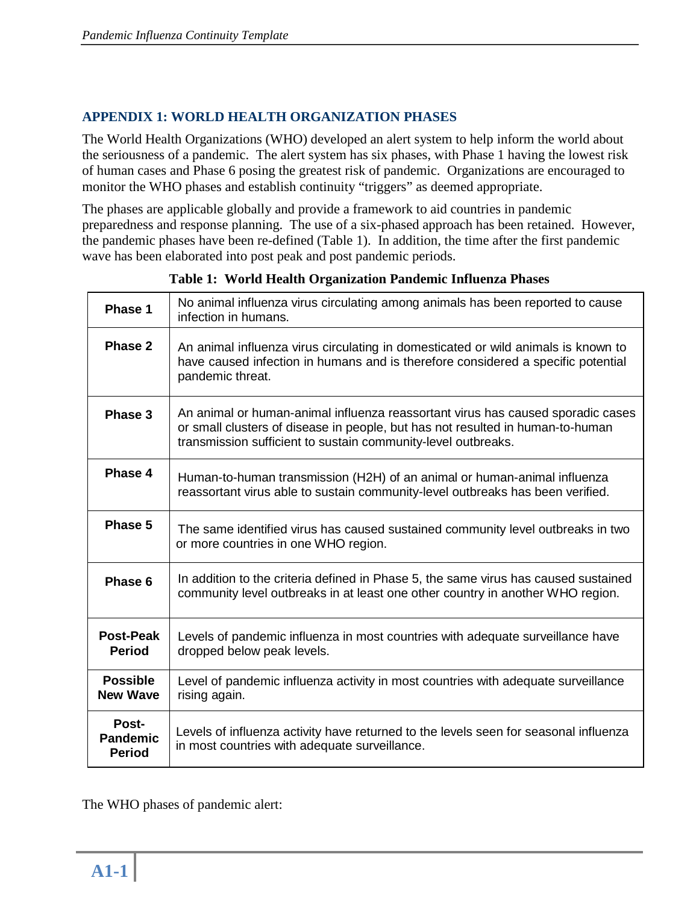## APPENDIX 1: WORLD HEALTH ORGANIZATION PHASES

The World Health Organizations (WHO) developed an alert system to help inform the world about the seriousness of a pandemic. The alert system has six phases, with Phase 1 having the lowest risk of human cases and Phase 6 posing the greatest risk of pandemic. Organizations are encouraged to monitor the WHO phases and establish continuity "triggers" as deemed appropriate.

The phases are applicable globally and provide a framework to aid countries in pandemic preparedness and response planning. The use of a six-phased approach has been retained. However, the pandemic phases have been re-defined (Table 1). In addition, the time after the first pandemic wave has been elaborated into post peak and post pandemic periods.

**Table 1: World Health Organization Pandemic Influenza Phases**

| | |
|---|---|
| **Phase 1** | No animal influenza virus circulating among animals has been reported to cause infection in humans. |
| **Phase 2** | An animal influenza virus circulating in domesticated or wild animals is known to have caused infection in humans and is therefore considered a specific potential pandemic threat. |
| **Phase 3** | An animal or human-animal influenza reassortant virus has caused sporadic cases or small clusters of disease in people, but has not resulted in human-to-human transmission sufficient to sustain community-level outbreaks. |
| **Phase 4** | Human-to-human transmission (H2H) of an animal or human-animal influenza reassortant virus able to sustain community-level outbreaks has been verified. |
| **Phase 5** | The same identified virus has caused sustained community level outbreaks in two or more countries in one WHO region. |
| **Phase 6** | In addition to the criteria defined in Phase 5, the same virus has caused sustained community level outbreaks in at least one other country in another WHO region. |
| **Post-Peak Period** | Levels of pandemic influenza in most countries with adequate surveillance have dropped below peak levels. |
| **Possible New Wave** | Level of pandemic influenza activity in most countries with adequate surveillance rising again. |
| **Post-Pandemic Period** | Levels of influenza activity have returned to the levels seen for seasonal influenza in most countries with adequate surveillance. |

The WHO phases of pandemic alert: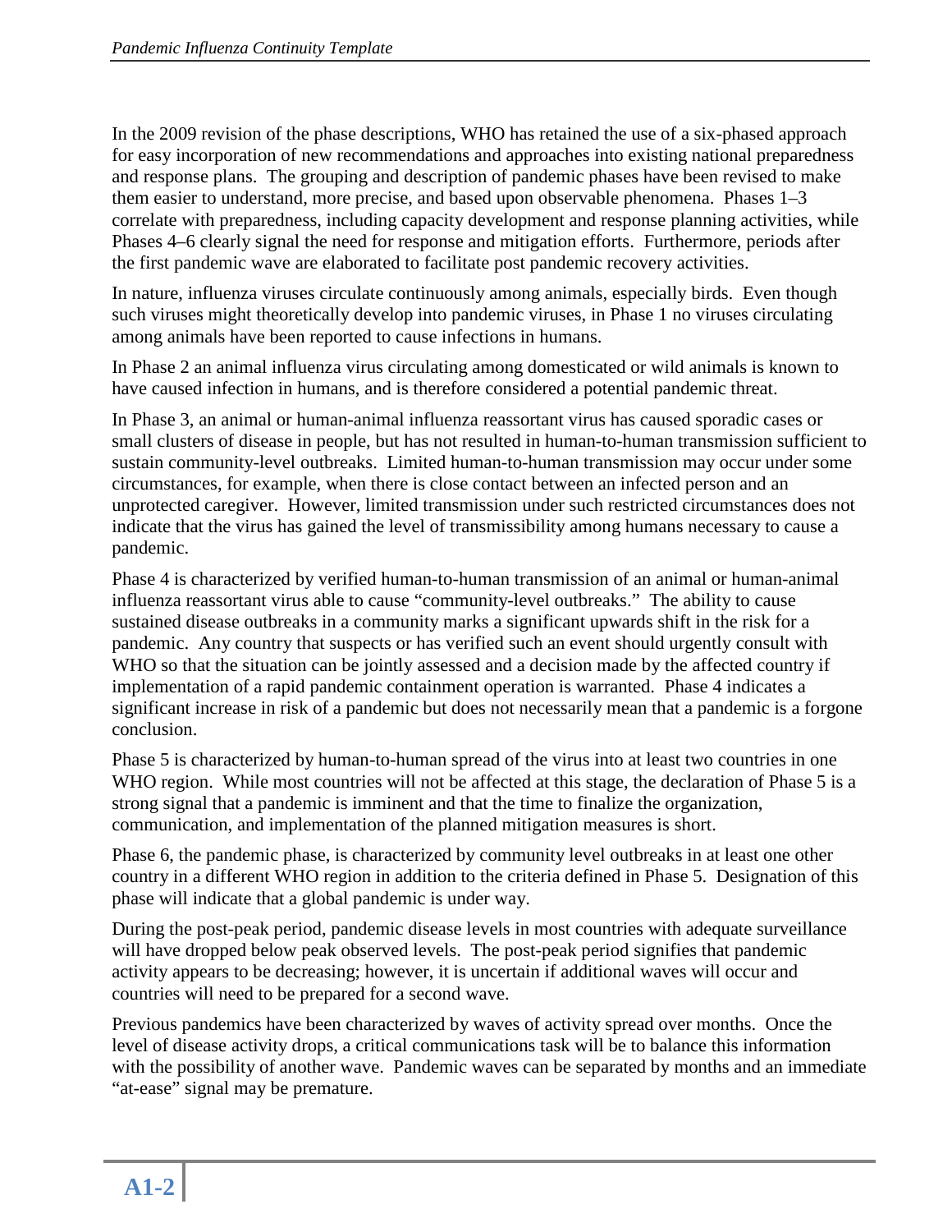In the 2009 revision of the phase descriptions, WHO has retained the use of a six-phased approach for easy incorporation of new recommendations and approaches into existing national preparedness and response plans. The grouping and description of pandemic phases have been revised to make them easier to understand, more precise, and based upon observable phenomena. Phases 1–3 correlate with preparedness, including capacity development and response planning activities, while Phases 4–6 clearly signal the need for response and mitigation efforts. Furthermore, periods after the first pandemic wave are elaborated to facilitate post pandemic recovery activities.

In nature, influenza viruses circulate continuously among animals, especially birds. Even though such viruses might theoretically develop into pandemic viruses, in Phase 1 no viruses circulating among animals have been reported to cause infections in humans.

In Phase 2 an animal influenza virus circulating among domesticated or wild animals is known to have caused infection in humans, and is therefore considered a potential pandemic threat.

In Phase 3, an animal or human-animal influenza reassortant virus has caused sporadic cases or small clusters of disease in people, but has not resulted in human-to-human transmission sufficient to sustain community-level outbreaks. Limited human-to-human transmission may occur under some circumstances, for example, when there is close contact between an infected person and an unprotected caregiver. However, limited transmission under such restricted circumstances does not indicate that the virus has gained the level of transmissibility among humans necessary to cause a pandemic.

Phase 4 is characterized by verified human-to-human transmission of an animal or human-animal influenza reassortant virus able to cause "community-level outbreaks." The ability to cause sustained disease outbreaks in a community marks a significant upwards shift in the risk for a pandemic. Any country that suspects or has verified such an event should urgently consult with WHO so that the situation can be jointly assessed and a decision made by the affected country if implementation of a rapid pandemic containment operation is warranted. Phase 4 indicates a significant increase in risk of a pandemic but does not necessarily mean that a pandemic is a forgone conclusion.

Phase 5 is characterized by human-to-human spread of the virus into at least two countries in one WHO region. While most countries will not be affected at this stage, the declaration of Phase 5 is a strong signal that a pandemic is imminent and that the time to finalize the organization, communication, and implementation of the planned mitigation measures is short.

Phase 6, the pandemic phase, is characterized by community level outbreaks in at least one other country in a different WHO region in addition to the criteria defined in Phase 5. Designation of this phase will indicate that a global pandemic is under way.

During the post-peak period, pandemic disease levels in most countries with adequate surveillance will have dropped below peak observed levels. The post-peak period signifies that pandemic activity appears to be decreasing; however, it is uncertain if additional waves will occur and countries will need to be prepared for a second wave.

Previous pandemics have been characterized by waves of activity spread over months. Once the level of disease activity drops, a critical communications task will be to balance this information with the possibility of another wave. Pandemic waves can be separated by months and an immediate "at-ease" signal may be premature.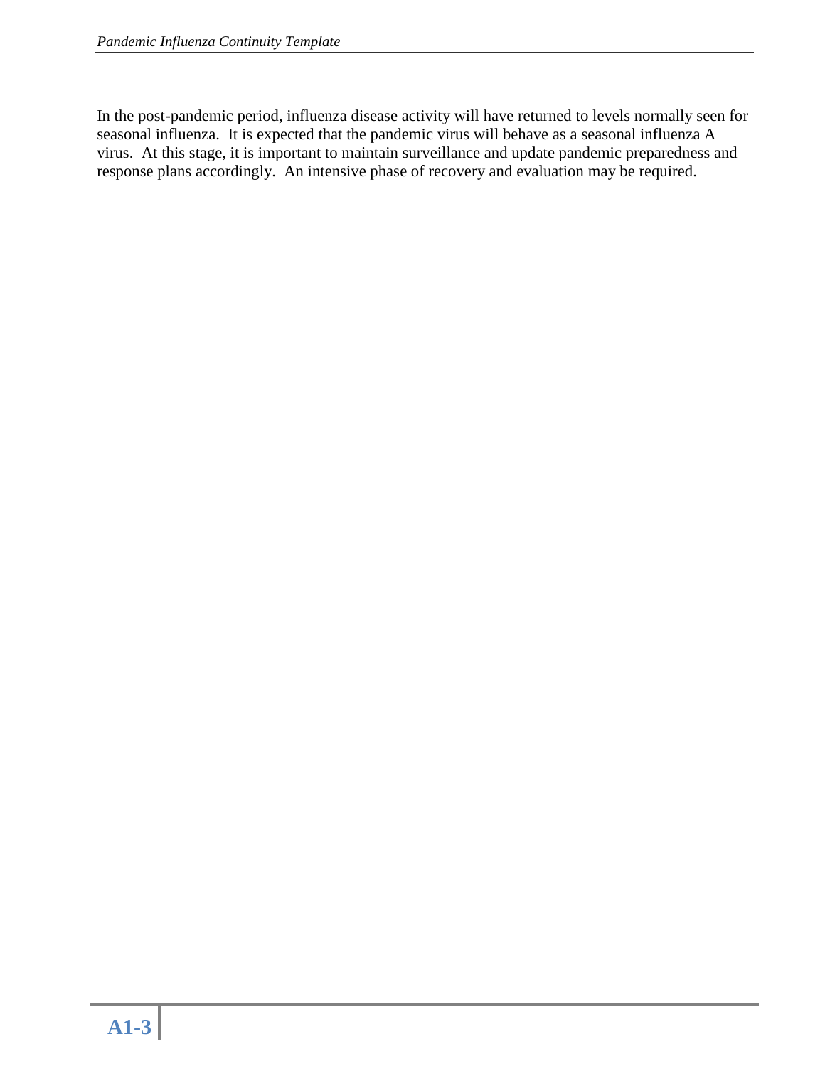In the post-pandemic period, influenza disease activity will have returned to levels normally seen for seasonal influenza. It is expected that the pandemic virus will behave as a seasonal influenza A virus. At this stage, it is important to maintain surveillance and update pandemic preparedness and response plans accordingly. An intensive phase of recovery and evaluation may be required.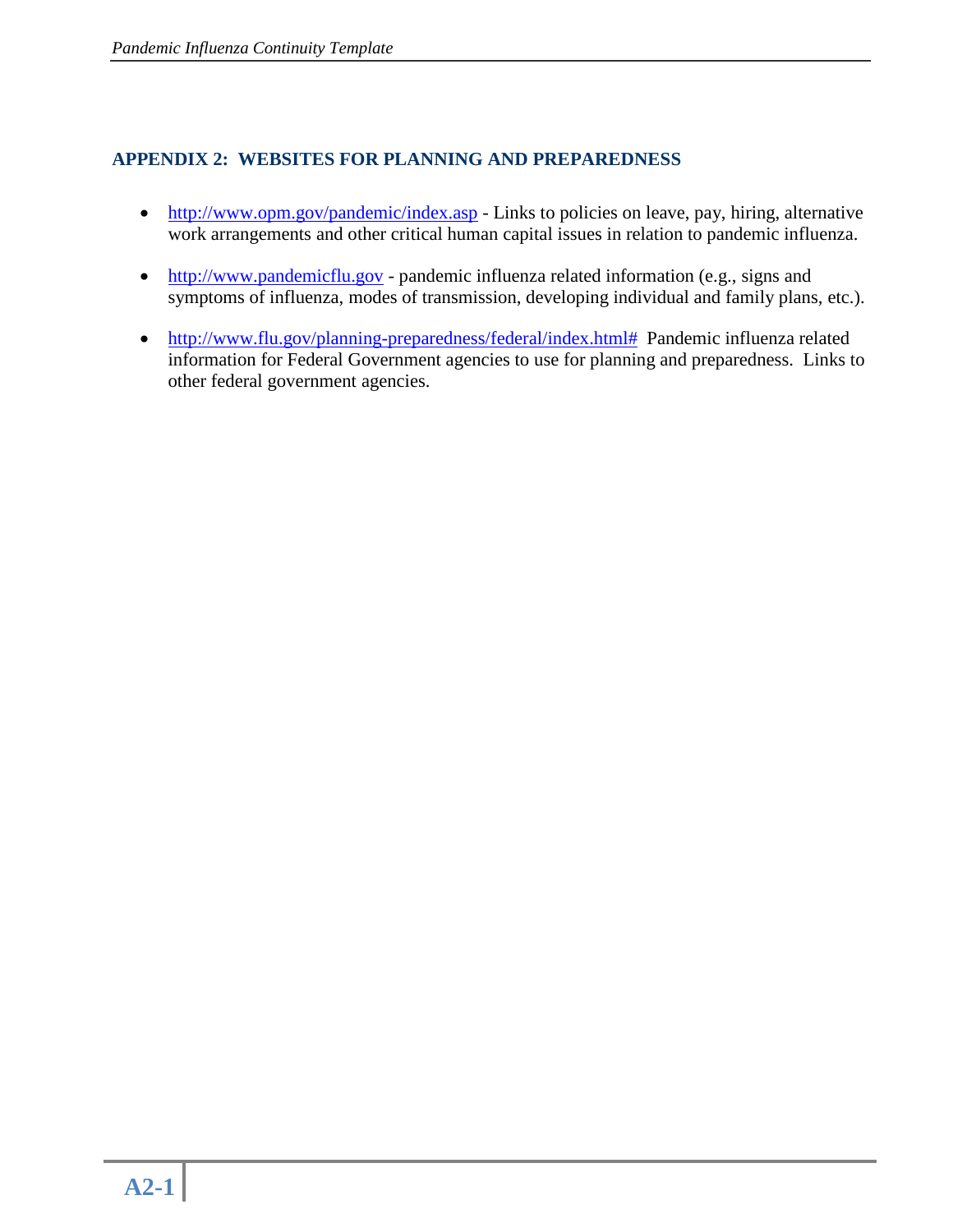## APPENDIX 2: WEBSITES FOR PLANNING AND PREPAREDNESS

- http://www.opm.gov/pandemic/index.asp - Links to policies on leave, pay, hiring, alternative work arrangements and other critical human capital issues in relation to pandemic influenza.

- http://www.pandemicflu.gov - pandemic influenza related information (e.g., signs and symptoms of influenza, modes of transmission, developing individual and family plans, etc.).

- http://www.flu.gov/planning-preparedness/federal/index.html# Pandemic influenza related information for Federal Government agencies to use for planning and preparedness. Links to other federal government agencies.